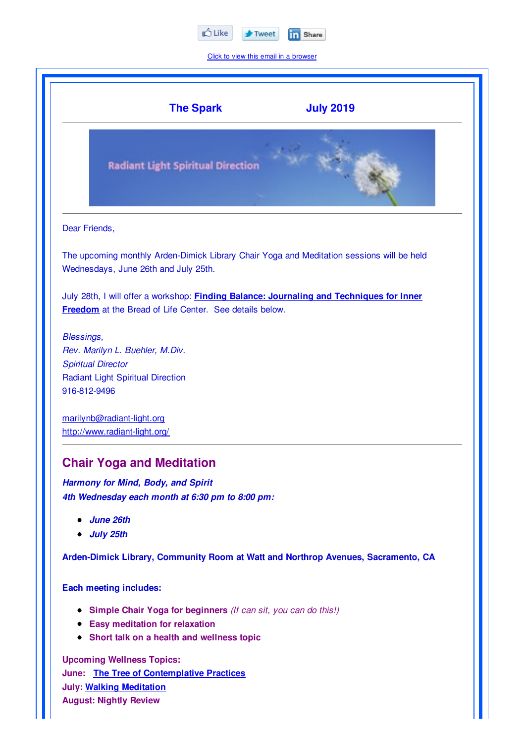Like Tweet Share

Click to view this email in a browser

**The Spark** **July 2019**

Radiant Light Spiritual Direction

Dear Friends,

The upcoming monthly Arden-Dimick Library Chair Yoga and Meditation sessions will be held Wednesdays, June 26th and July 25th.

July 28th, I will offer a workshop: **Finding Balance: Journaling and Techniques for Inner Freedom** at the Bread of Life Center. See details below.

*Blessings,*
*Rev. Marilyn L. Buehler, M.Div.*
*Spiritual Director*
Radiant Light Spiritual Direction
916-812-9496

marilynb@radiant-light.org
http://www.radiant-light.org/

## Chair Yoga and Meditation

***Harmony for Mind, Body, and Spirit***
***4th Wednesday each month at 6:30 pm to 8:00 pm:***

- ***June 26th***
- ***July 25th***

**Arden-Dimick Library, Community Room at Watt and Northrop Avenues, Sacramento, CA**

**Each meeting includes:**

- **Simple Chair Yoga for beginners** *(If can sit, you can do this!)*
- **Easy meditation for relaxation**
- **Short talk on a health and wellness topic**

**Upcoming Wellness Topics:**
**June:** **The Tree of Contemplative Practices**
**July:** **Walking Meditation**
**August: Nightly Review**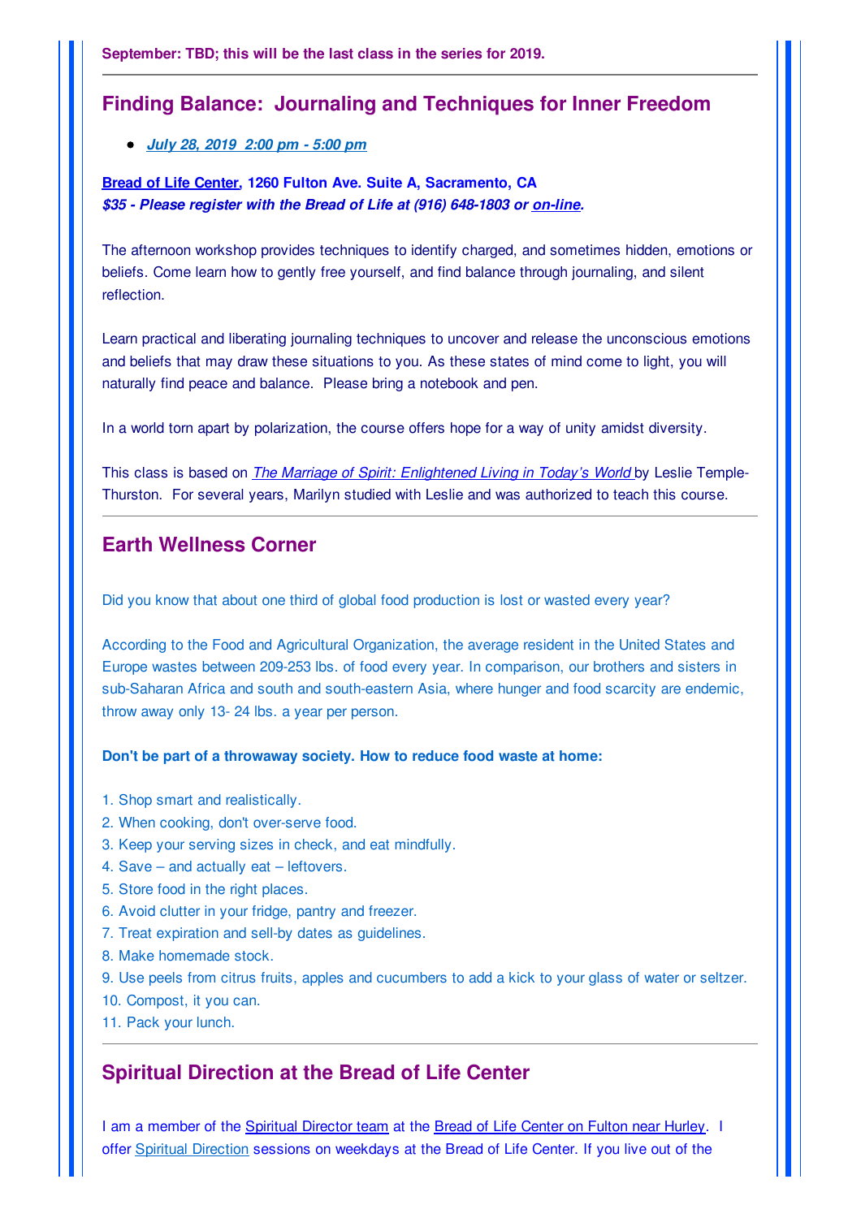**September: TBD; this will be the last class in the series for 2019.**

---

## Finding Balance: Journaling and Techniques for Inner Freedom

- ***July 28, 2019 2:00 pm - 5:00 pm***

**Bread of Life Center, 1260 Fulton Ave. Suite A, Sacramento, CA**
***$35 - Please register with the Bread of Life at (916) 648-1803 or on-line.***

The afternoon workshop provides techniques to identify charged, and sometimes hidden, emotions or beliefs. Come learn how to gently free yourself, and find balance through journaling, and silent reflection.

Learn practical and liberating journaling techniques to uncover and release the unconscious emotions and beliefs that may draw these situations to you. As these states of mind come to light, you will naturally find peace and balance. Please bring a notebook and pen.

In a world torn apart by polarization, the course offers hope for a way of unity amidst diversity.

This class is based on *The Marriage of Spirit: Enlightened Living in Today's World* by Leslie Temple-Thurston. For several years, Marilyn studied with Leslie and was authorized to teach this course.

---

## Earth Wellness Corner

Did you know that about one third of global food production is lost or wasted every year?

According to the Food and Agricultural Organization, the average resident in the United States and Europe wastes between 209-253 lbs. of food every year. In comparison, our brothers and sisters in sub-Saharan Africa and south and south-eastern Asia, where hunger and food scarcity are endemic, throw away only 13- 24 lbs. a year per person.

**Don't be part of a throwaway society. How to reduce food waste at home:**

1. Shop smart and realistically.
2. When cooking, don't over-serve food.
3. Keep your serving sizes in check, and eat mindfully.
4. Save – and actually eat – leftovers.
5. Store food in the right places.
6. Avoid clutter in your fridge, pantry and freezer.
7. Treat expiration and sell-by dates as guidelines.
8. Make homemade stock.
9. Use peels from citrus fruits, apples and cucumbers to add a kick to your glass of water or seltzer.
10. Compost, it you can.
11. Pack your lunch.

---

## Spiritual Direction at the Bread of Life Center

I am a member of the Spiritual Director team at the Bread of Life Center on Fulton near Hurley. I offer Spiritual Direction sessions on weekdays at the Bread of Life Center. If you live out of the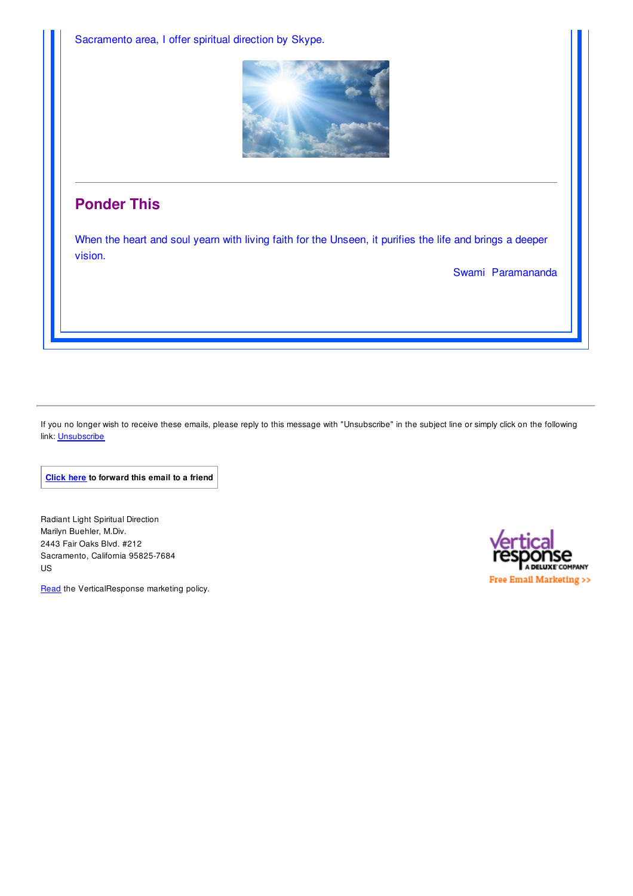Sacramento area, I offer spiritual direction by Skype.

---

## Ponder This

When the heart and soul yearn with living faith for the Unseen, it purifies the life and brings a deeper vision.

Swami Paramananda

---

If you no longer wish to receive these emails, please reply to this message with "Unsubscribe" in the subject line or simply click on the following link: Unsubscribe

**Click here to forward this email to a friend**

Radiant Light Spiritual Direction
Marilyn Buehler, M.Div.
2443 Fair Oaks Blvd. #212
Sacramento, California 95825-7684
US

Read the VerticalResponse marketing policy.

Vertical response A DELUXE COMPANY
Free Email Marketing >>